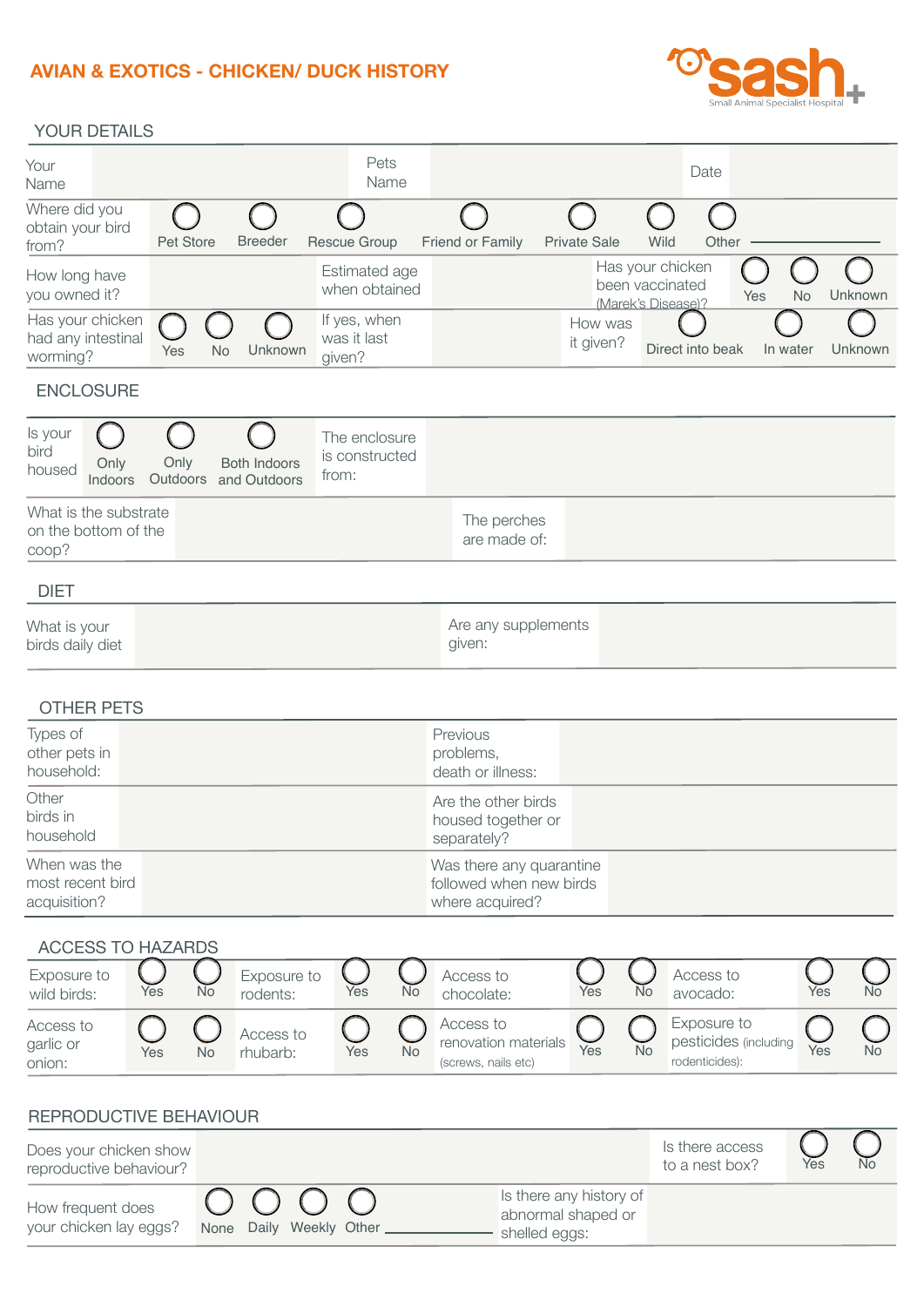# AVIAN & EXOTICS - CHICKEN/ DUCK HISTORY

sash
Small Animal Specialist Hospital

## YOUR DETAILS

| Your Name | | Pets Name | | Date | |
|---|---|---|---|---|---|

Where did you obtain your bird from? ○ Pet Store ○ Breeder ○ Rescue Group ○ Friend or Family ○ Private Sale ○ Wild ○ Other ______

| How long have you owned it? | | Estimated age when obtained | | Has your chicken been vaccinated (Marek's Disease)? | ○ Yes ○ No ○ Unknown |
|---|---|---|---|---|---|
| Has your chicken had any intestinal worming? | ○ Yes ○ No ○ Unknown | If yes, when was it last given? | | How was it given? | ○ Direct into beak ○ In water ○ Unknown |

## ENCLOSURE

| Is your bird housed | ○ Only Indoors ○ Only Outdoors ○ Both Indoors and Outdoors | The enclosure is constructed from: | |
|---|---|---|---|
| What is the substrate on the bottom of the coop? | | The perches are made of: | |

## DIET

| What is your birds daily diet | | Are any supplements given: | |
|---|---|---|---|

## OTHER PETS

| Types of other pets in household: | | Previous problems, death or illness: | |
|---|---|---|---|
| Other birds in household | | Are the other birds housed together or separately? | |
| When was the most recent bird acquisition? | | Was there any quarantine followed when new birds where acquired? | |

## ACCESS TO HAZARDS

| Exposure to wild birds: | ○ Yes ○ No | Exposure to rodents: | ○ Yes ○ No | Access to chocolate: | ○ Yes ○ No | Access to avocado: | ○ Yes ○ No |
|---|---|---|---|---|---|---|---|
| Access to garlic or onion: | ○ Yes ○ No | Access to rhubarb: | ○ Yes ○ No | Access to renovation materials (screws, nails etc) | ○ Yes ○ No | Exposure to pesticides (including rodenticides): | ○ Yes ○ No |

## REPRODUCTIVE BEHAVIOUR

| Does your chicken show reproductive behaviour? | | Is there access to a nest box? | ○ Yes ○ No |
|---|---|---|---|
| How frequent does your chicken lay eggs? | ○ None ○ Daily ○ Weekly ○ Other ______ | Is there any history of abnormal shaped or shelled eggs: | |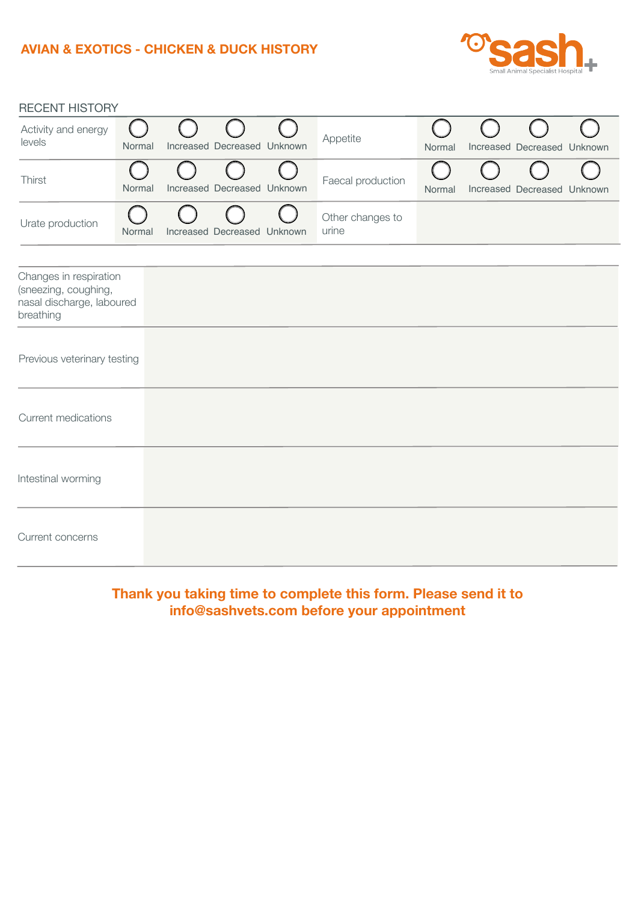## AVIAN & EXOTICS - CHICKEN & DUCK HISTORY

sash Small Animal Specialist Hospital

### RECENT HISTORY

| | | | | | | | | | |
|---|---|---|---|---|---|---|---|---|---|
| Activity and energy levels | ◯ Normal | ◯ Increased | ◯ Decreased | ◯ Unknown | Appetite | ◯ Normal | ◯ Increased | ◯ Decreased | ◯ Unknown |
| Thirst | ◯ Normal | ◯ Increased | ◯ Decreased | ◯ Unknown | Faecal production | ◯ Normal | ◯ Increased | ◯ Decreased | ◯ Unknown |
| Urate production | ◯ Normal | ◯ Increased | ◯ Decreased | ◯ Unknown | Other changes to urine | | | | |

| | |
|---|---|
| Changes in respiration (sneezing, coughing, nasal discharge, laboured breathing | |
| Previous veterinary testing | |
| Current medications | |
| Intestinal worming | |
| Current concerns | |

**Thank you taking time to complete this form. Please send it to info@sashvets.com before your appointment**